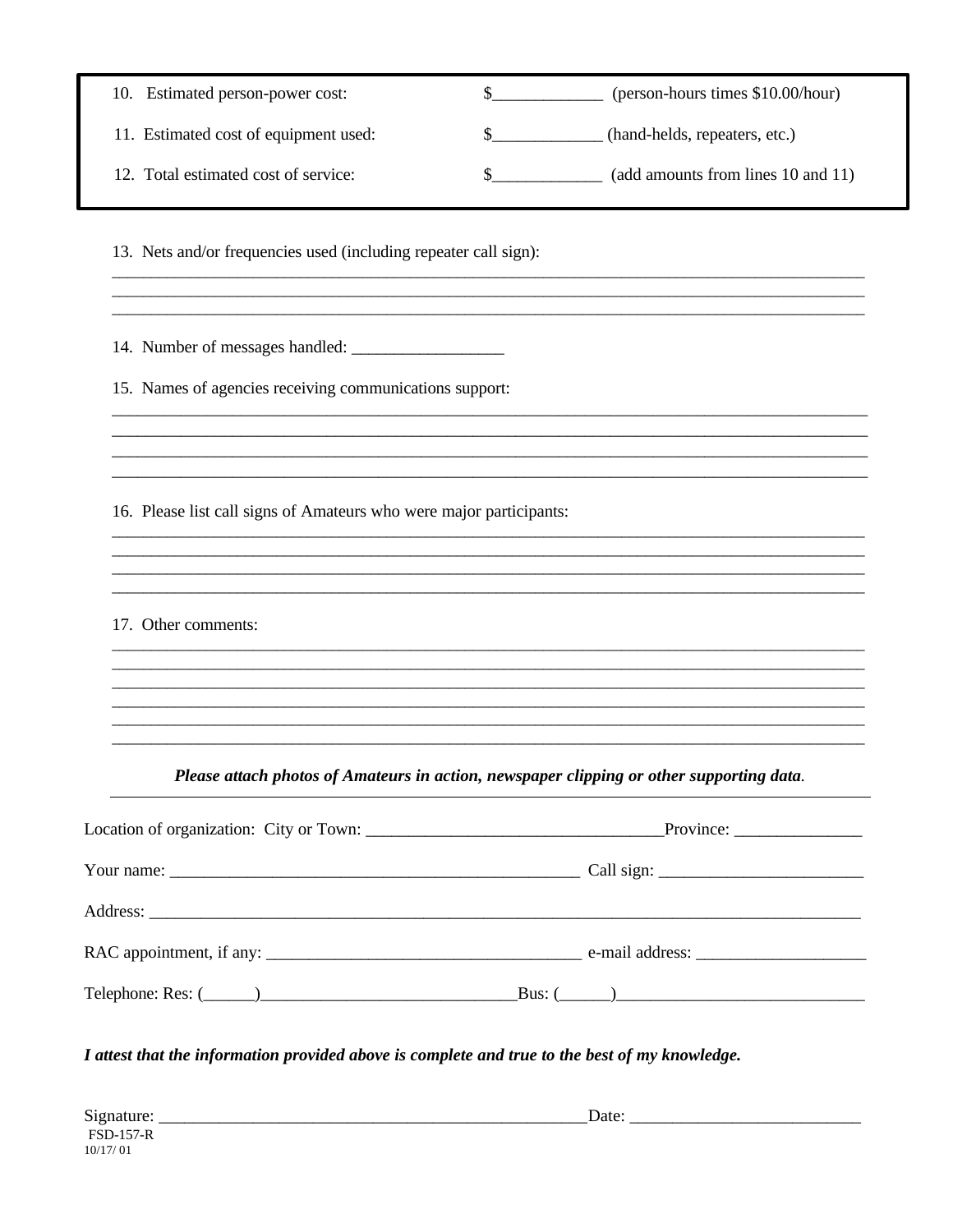10. Estimated person-power cost: $_____________ (person-hours times $10.00/hour)

11. Estimated cost of equipment used: $_____________ (hand-helds, repeaters, etc.)

12. Total estimated cost of service: $_____________ (add amounts from lines 10 and 11)

13. Nets and/or frequencies used (including repeater call sign):

______________________________________________________________________________________________
______________________________________________________________________________________________
______________________________________________________________________________________________

14. Number of messages handled: __________________

15. Names of agencies receiving communications support:

______________________________________________________________________________________________
______________________________________________________________________________________________
______________________________________________________________________________________________
______________________________________________________________________________________________

16. Please list call signs of Amateurs who were major participants:

______________________________________________________________________________________________
______________________________________________________________________________________________
______________________________________________________________________________________________
______________________________________________________________________________________________

17. Other comments:

______________________________________________________________________________________________
______________________________________________________________________________________________
______________________________________________________________________________________________
______________________________________________________________________________________________
______________________________________________________________________________________________
______________________________________________________________________________________________

***Please attach photos of Amateurs in action, newspaper clipping or other supporting data.***

---

Location of organization: City or Town: __________________________________Province: _______________

Your name: __________________________________________________ Call sign: ________________________

Address: ________________________________________________________________________________________

RAC appointment, if any: ____________________________________ e-mail address: ___________________

Telephone: Res: (______)______________________________Bus: (______)_____________________________

***I attest that the information provided above is complete and true to the best of my knowledge.***

Signature: ___________________________________________________Date: ___________________________

FSD-157-R
10/17/ 01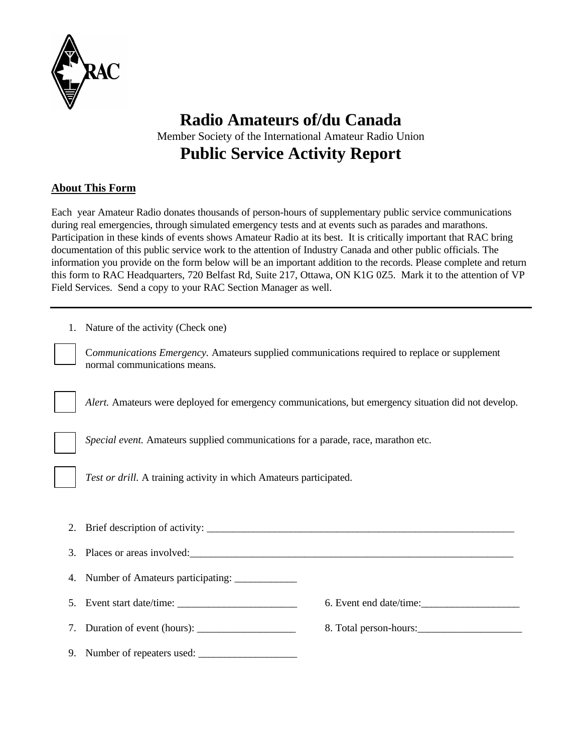# Radio Amateurs of/du Canada

Member Society of the International Amateur Radio Union

# Public Service Activity Report

**About This Form**

Each year Amateur Radio donates thousands of person-hours of supplementary public service communications during real emergencies, through simulated emergency tests and at events such as parades and marathons. Participation in these kinds of events shows Amateur Radio at its best. It is critically important that RAC bring documentation of this public service work to the attention of Industry Canada and other public officials. The information you provide on the form below will be an important addition to the records. Please complete and return this form to RAC Headquarters, 720 Belfast Rd, Suite 217, Ottawa, ON K1G 0Z5. Mark it to the attention of VP Field Services. Send a copy to your RAC Section Manager as well.

---

1. Nature of the activity (Check one)

☐ *Communications Emergency.* Amateurs supplied communications required to replace or supplement normal communications means.

☐ *Alert.* Amateurs were deployed for emergency communications, but emergency situation did not develop.

☐ *Special event.* Amateurs supplied communications for a parade, race, marathon etc.

☐ *Test or drill.* A training activity in which Amateurs participated.

2. Brief description of activity: ______________________________________________________________

3. Places or areas involved:_________________________________________________________________

4. Number of Amateurs participating: ____________

5. Event start date/time: _______________________ 6. Event end date/time:___________________

7. Duration of event (hours): ___________________ 8. Total person-hours:____________________

9. Number of repeaters used: ___________________